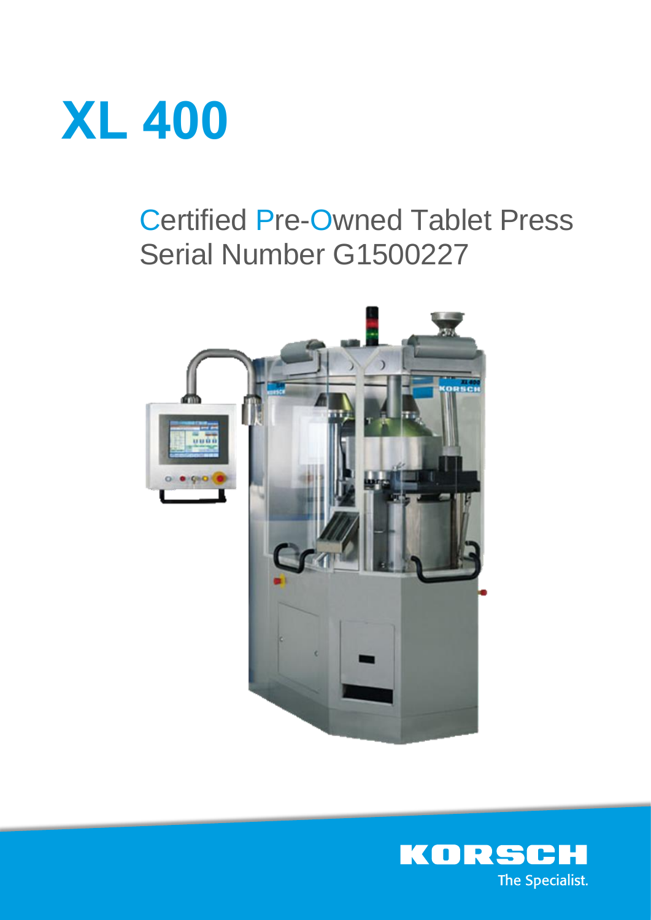# XL 400

## Certified Pre-Owned Tablet Press
## Serial Number G1500227

KORSCH

The Specialist.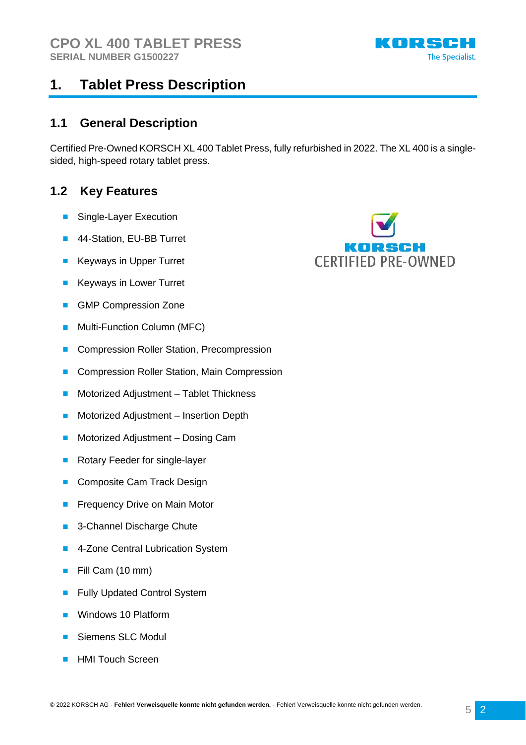# 1. Tablet Press Description

## 1.1 General Description

Certified Pre-Owned KORSCH XL 400 Tablet Press, fully refurbished in 2022. The XL 400 is a single-sided, high-speed rotary tablet press.

## 1.2 Key Features

- Single-Layer Execution
- 44-Station, EU-BB Turret
- Keyways in Upper Turret
- Keyways in Lower Turret
- GMP Compression Zone
- Multi-Function Column (MFC)
- Compression Roller Station, Precompression
- Compression Roller Station, Main Compression
- Motorized Adjustment – Tablet Thickness
- Motorized Adjustment – Insertion Depth
- Motorized Adjustment – Dosing Cam
- Rotary Feeder for single-layer
- Composite Cam Track Design
- Frequency Drive on Main Motor
- 3-Channel Discharge Chute
- 4-Zone Central Lubrication System
- Fill Cam (10 mm)
- Fully Updated Control System
- Windows 10 Platform
- Siemens SLC Modul
- HMI Touch Screen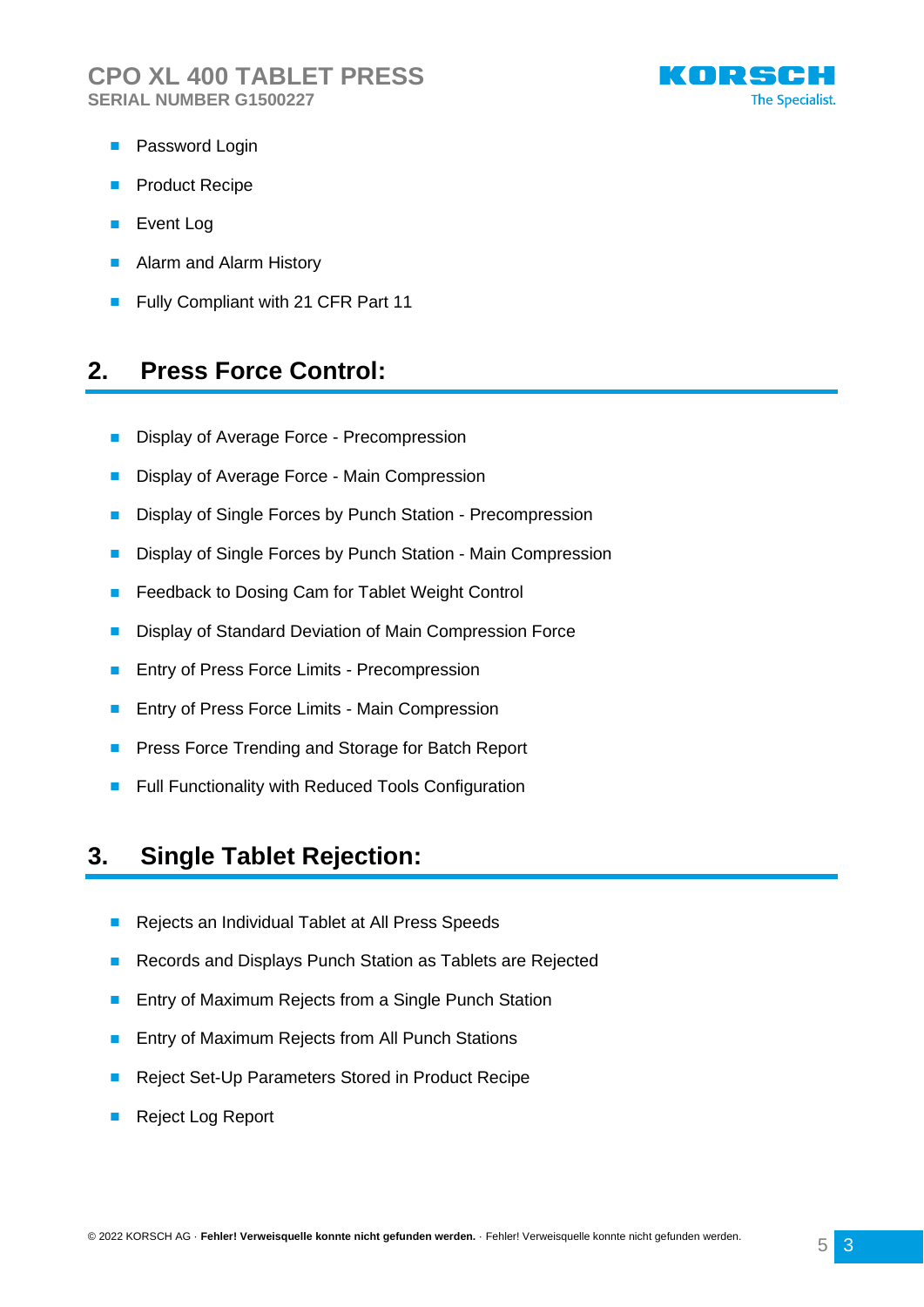- Password Login
- Product Recipe
- Event Log
- Alarm and Alarm History
- Fully Compliant with 21 CFR Part 11

## 2. Press Force Control:

- Display of Average Force - Precompression
- Display of Average Force - Main Compression
- Display of Single Forces by Punch Station - Precompression
- Display of Single Forces by Punch Station - Main Compression
- Feedback to Dosing Cam for Tablet Weight Control
- Display of Standard Deviation of Main Compression Force
- Entry of Press Force Limits - Precompression
- Entry of Press Force Limits - Main Compression
- Press Force Trending and Storage for Batch Report
- Full Functionality with Reduced Tools Configuration

## 3. Single Tablet Rejection:

- Rejects an Individual Tablet at All Press Speeds
- Records and Displays Punch Station as Tablets are Rejected
- Entry of Maximum Rejects from a Single Punch Station
- Entry of Maximum Rejects from All Punch Stations
- Reject Set-Up Parameters Stored in Product Recipe
- Reject Log Report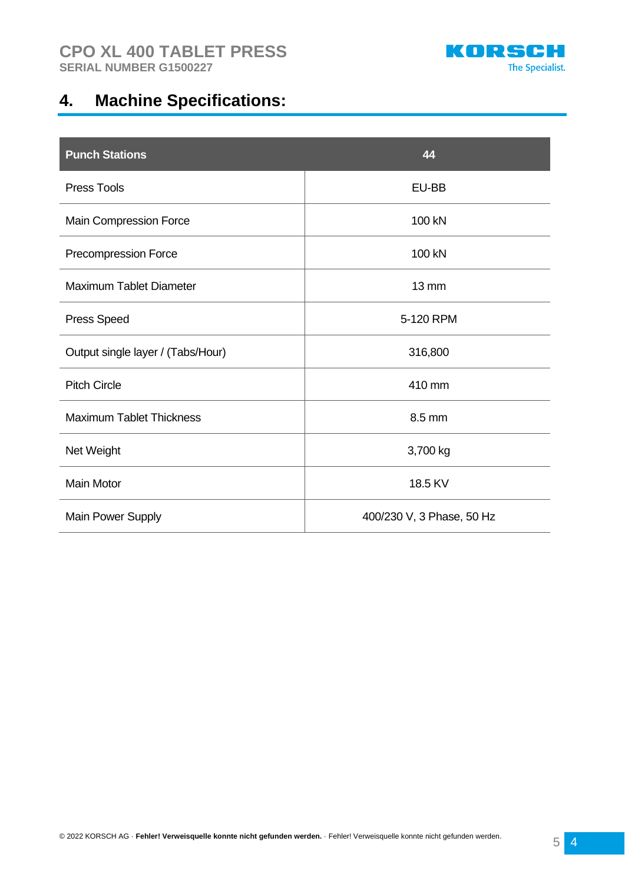## 4. Machine Specifications:

| Punch Stations | 44 |
|---|---|
| Press Tools | EU-BB |
| Main Compression Force | 100 kN |
| Precompression Force | 100 kN |
| Maximum Tablet Diameter | 13 mm |
| Press Speed | 5-120 RPM |
| Output single layer / (Tabs/Hour) | 316,800 |
| Pitch Circle | 410 mm |
| Maximum Tablet Thickness | 8.5 mm |
| Net Weight | 3,700 kg |
| Main Motor | 18.5 KV |
| Main Power Supply | 400/230 V, 3 Phase, 50 Hz |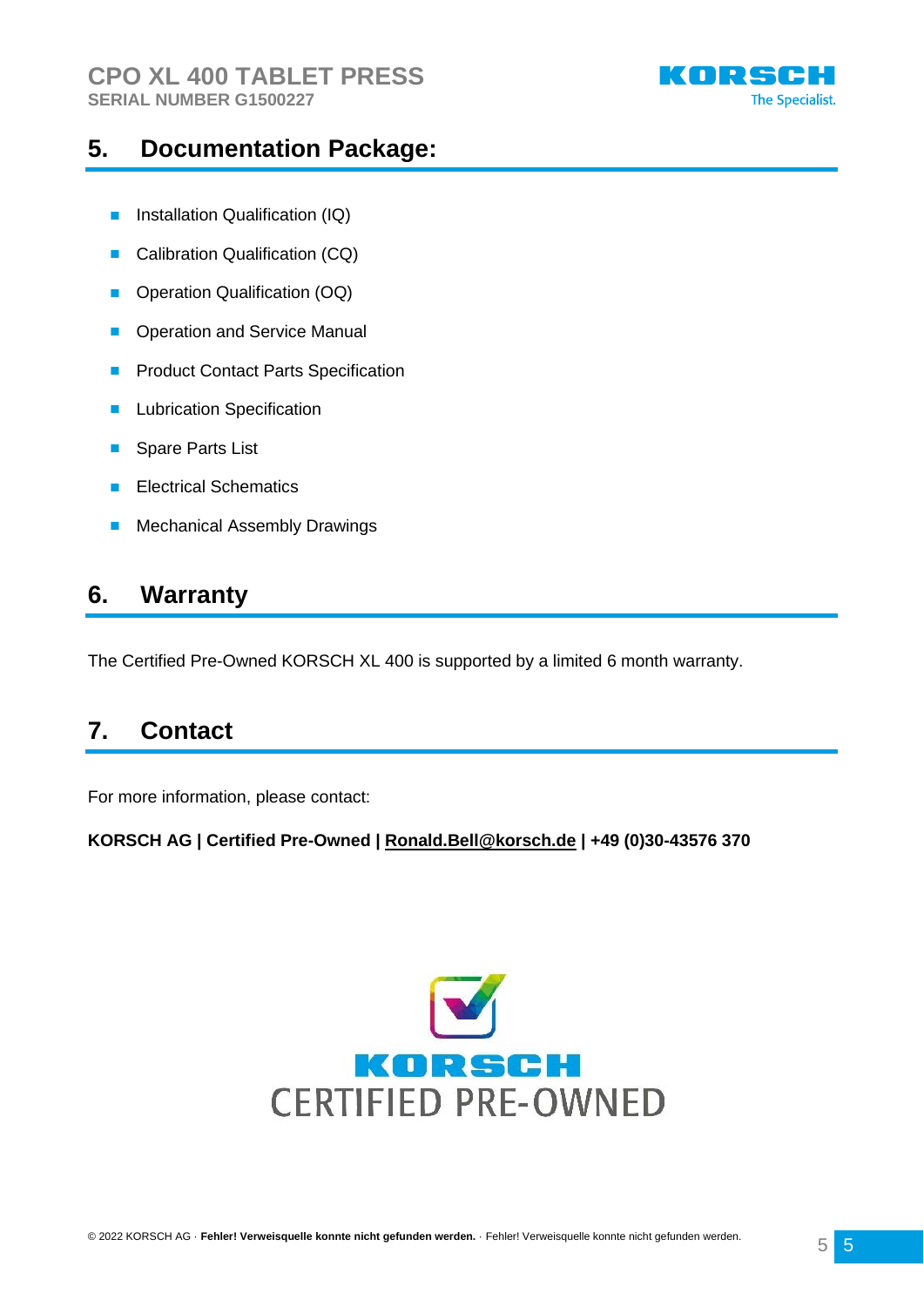## 5. Documentation Package:

- Installation Qualification (IQ)
- Calibration Qualification (CQ)
- Operation Qualification (OQ)
- Operation and Service Manual
- Product Contact Parts Specification
- Lubrication Specification
- Spare Parts List
- Electrical Schematics
- Mechanical Assembly Drawings

## 6. Warranty

The Certified Pre-Owned KORSCH XL 400 is supported by a limited 6 month warranty.

## 7. Contact

For more information, please contact:

**KORSCH AG | Certified Pre-Owned | Ronald.Bell@korsch.de | +49 (0)30-43576 370**

KORSCH
CERTIFIED PRE-OWNED